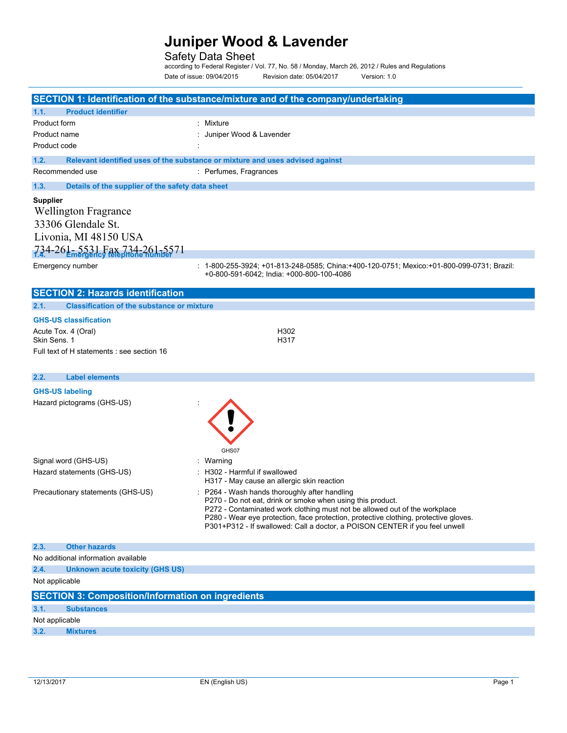# Juniper Wood & Lavender

Safety Data Sheet

according to Federal Register / Vol. 77, No. 58 / Monday, March 26, 2012 / Rules and Regulations

Date of issue: 09/04/2015 Revision date: 05/04/2017 Version: 1.0

## SECTION 1: Identification of the substance/mixture and of the company/undertaking

### 1.1. Product identifier

| | |
|---|---|
| Product form | : Mixture |
| Product name | : Juniper Wood & Lavender |
| Product code | : |

### 1.2. Relevant identified uses of the substance or mixture and uses advised against

| | |
|---|---|
| Recommended use | : Perfumes, Fragrances |

### 1.3. Details of the supplier of the safety data sheet

**Supplier**

Wellington Fragrance
33306 Glendale St.
Livonia, MI 48150 USA
734-261- 5531 Fax 734-261-5571

### 1.4. Emergency telephone number

| | |
|---|---|
| Emergency number | : 1-800-255-3924; +01-813-248-0585; China:+400-120-0751; Mexico:+01-800-099-0731; Brazil: +0-800-591-6042; India: +000-800-100-4086 |

## SECTION 2: Hazards identification

### 2.1. Classification of the substance or mixture

**GHS-US classification**

| | |
|---|---|
| Acute Tox. 4 (Oral) | H302 |
| Skin Sens. 1 | H317 |

Full text of H statements : see section 16

### 2.2. Label elements

**GHS-US labeling**

| | |
|---|---|
| Hazard pictograms (GHS-US) | : GHS07 |
| Signal word (GHS-US) | : Warning |
| Hazard statements (GHS-US) | : H302 - Harmful if swallowed<br>H317 - May cause an allergic skin reaction |
| Precautionary statements (GHS-US) | : P264 - Wash hands thoroughly after handling<br>P270 - Do not eat, drink or smoke when using this product.<br>P272 - Contaminated work clothing must not be allowed out of the workplace<br>P280 - Wear eye protection, face protection, protective clothing, protective gloves.<br>P301+P312 - If swallowed: Call a doctor, a POISON CENTER if you feel unwell |

### 2.3. Other hazards

No additional information available

### 2.4. Unknown acute toxicity (GHS US)

Not applicable

## SECTION 3: Composition/Information on ingredients

### 3.1. Substances

Not applicable

### 3.2. Mixtures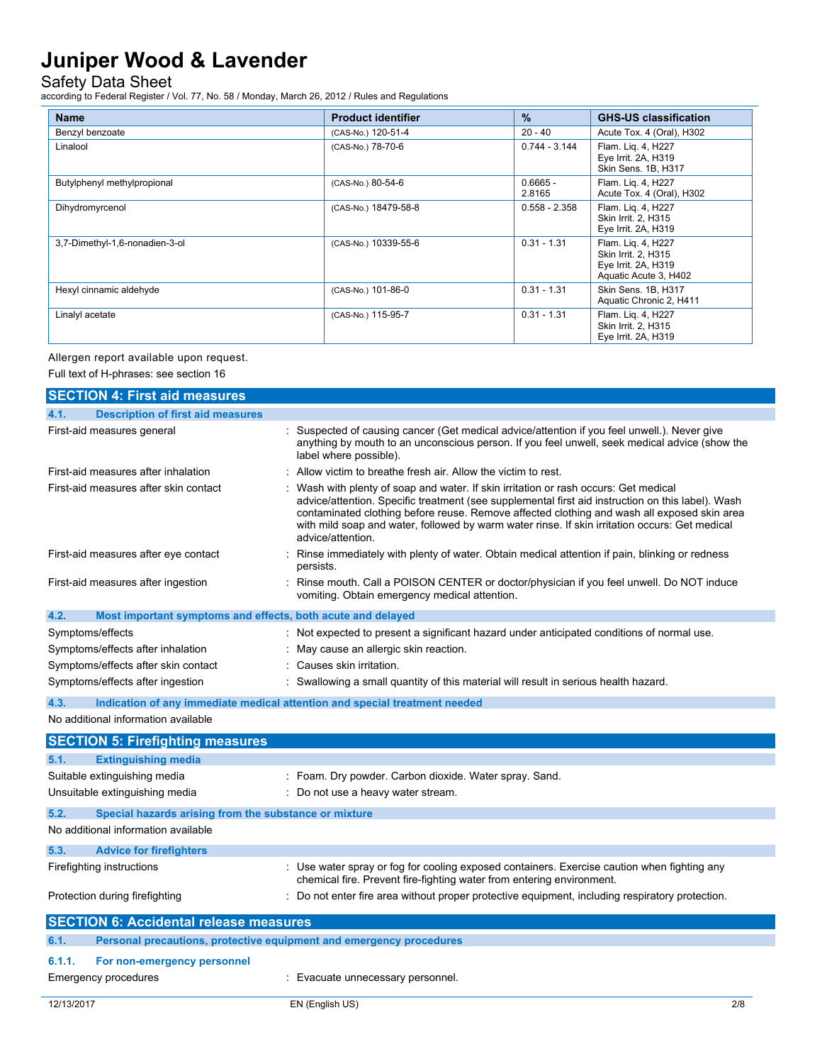| Name | Product identifier | % | GHS-US classification |
|---|---|---|---|
| Benzyl benzoate | (CAS-No.) 120-51-4 | 20 - 40 | Acute Tox. 4 (Oral), H302 |
| Linalool | (CAS-No.) 78-70-6 | 0.744 - 3.144 | Flam. Liq. 4, H227<br>Eye Irrit. 2A, H319<br>Skin Sens. 1B, H317 |
| Butylphenyl methylpropional | (CAS-No.) 80-54-6 | 0.6665 - 2.8165 | Flam. Liq. 4, H227<br>Acute Tox. 4 (Oral), H302 |
| Dihydromyrcenol | (CAS-No.) 18479-58-8 | 0.558 - 2.358 | Flam. Liq. 4, H227<br>Skin Irrit. 2, H315<br>Eye Irrit. 2A, H319 |
| 3,7-Dimethyl-1,6-nonadien-3-ol | (CAS-No.) 10339-55-6 | 0.31 - 1.31 | Flam. Liq. 4, H227<br>Skin Irrit. 2, H315<br>Eye Irrit. 2A, H319<br>Aquatic Acute 3, H402 |
| Hexyl cinnamic aldehyde | (CAS-No.) 101-86-0 | 0.31 - 1.31 | Skin Sens. 1B, H317<br>Aquatic Chronic 2, H411 |
| Linalyl acetate | (CAS-No.) 115-95-7 | 0.31 - 1.31 | Flam. Liq. 4, H227<br>Skin Irrit. 2, H315<br>Eye Irrit. 2A, H319 |

Allergen report available upon request.

Full text of H-phrases: see section 16

## SECTION 4: First aid measures

### 4.1. Description of first aid measures

First-aid measures general : Suspected of causing cancer (Get medical advice/attention if you feel unwell.). Never give anything by mouth to an unconscious person. If you feel unwell, seek medical advice (show the label where possible).

First-aid measures after inhalation : Allow victim to breathe fresh air. Allow the victim to rest.

First-aid measures after skin contact : Wash with plenty of soap and water. If skin irritation or rash occurs: Get medical advice/attention. Specific treatment (see supplemental first aid instruction on this label). Wash contaminated clothing before reuse. Remove affected clothing and wash all exposed skin area with mild soap and water, followed by warm water rinse. If skin irritation occurs: Get medical advice/attention.

First-aid measures after eye contact : Rinse immediately with plenty of water. Obtain medical attention if pain, blinking or redness persists.

First-aid measures after ingestion : Rinse mouth. Call a POISON CENTER or doctor/physician if you feel unwell. Do NOT induce vomiting. Obtain emergency medical attention.

### 4.2. Most important symptoms and effects, both acute and delayed

Symptoms/effects : Not expected to present a significant hazard under anticipated conditions of normal use.

Symptoms/effects after inhalation : May cause an allergic skin reaction.

Symptoms/effects after skin contact : Causes skin irritation.

Symptoms/effects after ingestion : Swallowing a small quantity of this material will result in serious health hazard.

### 4.3. Indication of any immediate medical attention and special treatment needed

No additional information available

## SECTION 5: Firefighting measures

### 5.1. Extinguishing media

Suitable extinguishing media : Foam. Dry powder. Carbon dioxide. Water spray. Sand.

Unsuitable extinguishing media : Do not use a heavy water stream.

### 5.2. Special hazards arising from the substance or mixture

No additional information available

### 5.3. Advice for firefighters

Firefighting instructions : Use water spray or fog for cooling exposed containers. Exercise caution when fighting any chemical fire. Prevent fire-fighting water from entering environment.

Protection during firefighting : Do not enter fire area without proper protective equipment, including respiratory protection.

## SECTION 6: Accidental release measures

### 6.1. Personal precautions, protective equipment and emergency procedures

#### 6.1.1. For non-emergency personnel

Emergency procedures : Evacuate unnecessary personnel.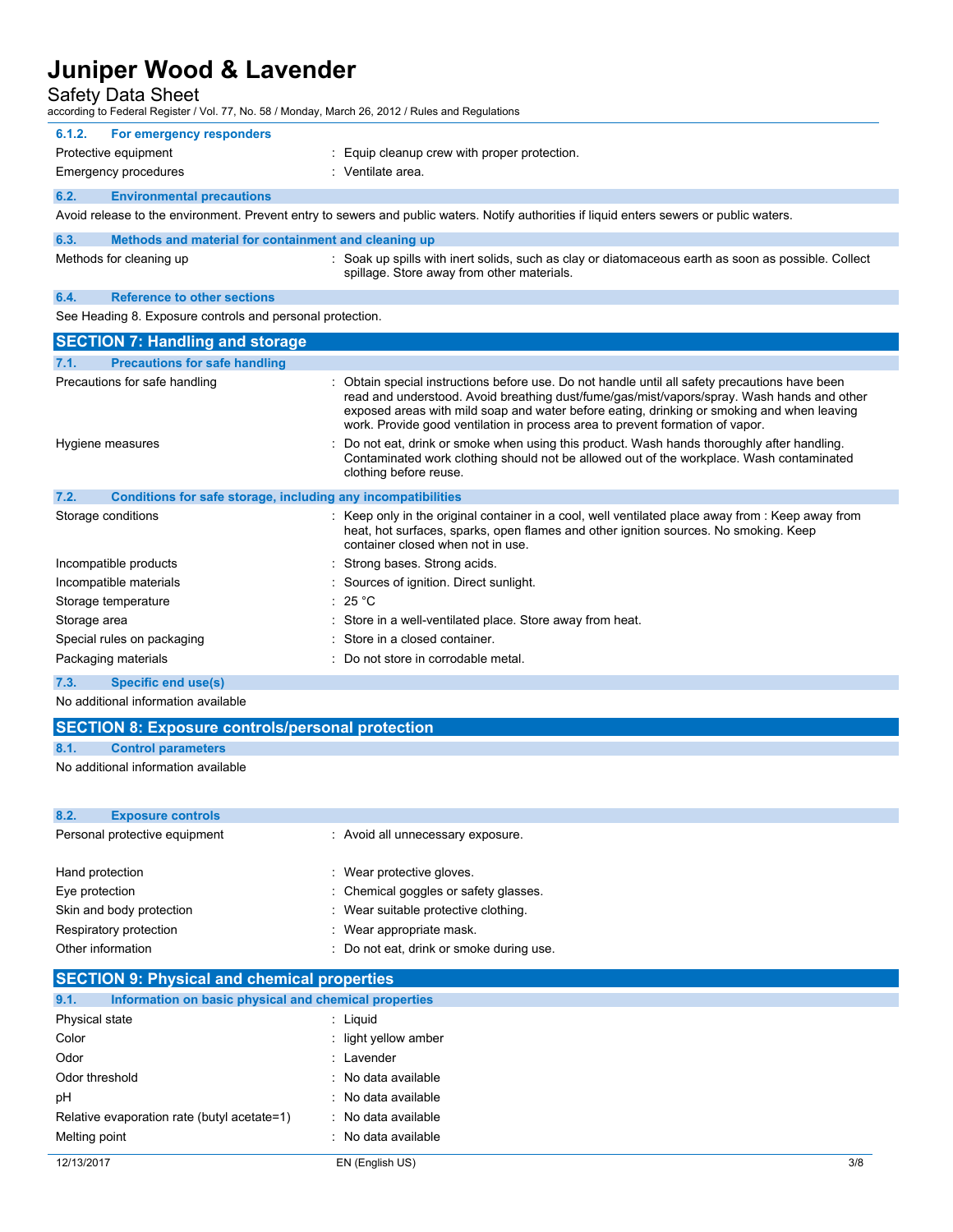#### 6.1.2. For emergency responders

| | |
|---|---|
| Protective equipment | : Equip cleanup crew with proper protection. |
| Emergency procedures | : Ventilate area. |

### 6.2. Environmental precautions

Avoid release to the environment. Prevent entry to sewers and public waters. Notify authorities if liquid enters sewers or public waters.

### 6.3. Methods and material for containment and cleaning up

| | |
|---|---|
| Methods for cleaning up | : Soak up spills with inert solids, such as clay or diatomaceous earth as soon as possible. Collect spillage. Store away from other materials. |

### 6.4. Reference to other sections

See Heading 8. Exposure controls and personal protection.

## SECTION 7: Handling and storage

### 7.1. Precautions for safe handling

| | |
|---|---|
| Precautions for safe handling | : Obtain special instructions before use. Do not handle until all safety precautions have been read and understood. Avoid breathing dust/fume/gas/mist/vapors/spray. Wash hands and other exposed areas with mild soap and water before eating, drinking or smoking and when leaving work. Provide good ventilation in process area to prevent formation of vapor. |
| Hygiene measures | : Do not eat, drink or smoke when using this product. Wash hands thoroughly after handling. Contaminated work clothing should not be allowed out of the workplace. Wash contaminated clothing before reuse. |

### 7.2. Conditions for safe storage, including any incompatibilities

| | |
|---|---|
| Storage conditions | : Keep only in the original container in a cool, well ventilated place away from : Keep away from heat, hot surfaces, sparks, open flames and other ignition sources. No smoking. Keep container closed when not in use. |
| Incompatible products | : Strong bases. Strong acids. |
| Incompatible materials | : Sources of ignition. Direct sunlight. |
| Storage temperature | : 25 °C |
| Storage area | : Store in a well-ventilated place. Store away from heat. |
| Special rules on packaging | : Store in a closed container. |
| Packaging materials | : Do not store in corrodable metal. |

### 7.3. Specific end use(s)

No additional information available

## SECTION 8: Exposure controls/personal protection

### 8.1. Control parameters

No additional information available

### 8.2. Exposure controls

| | |
|---|---|
| Personal protective equipment | : Avoid all unnecessary exposure. |
| Hand protection | : Wear protective gloves. |
| Eye protection | : Chemical goggles or safety glasses. |
| Skin and body protection | : Wear suitable protective clothing. |
| Respiratory protection | : Wear appropriate mask. |
| Other information | : Do not eat, drink or smoke during use. |

## SECTION 9: Physical and chemical properties

### 9.1. Information on basic physical and chemical properties

| | |
|---|---|
| Physical state | : Liquid |
| Color | : light yellow amber |
| Odor | : Lavender |
| Odor threshold | : No data available |
| pH | : No data available |
| Relative evaporation rate (butyl acetate=1) | : No data available |
| Melting point | : No data available |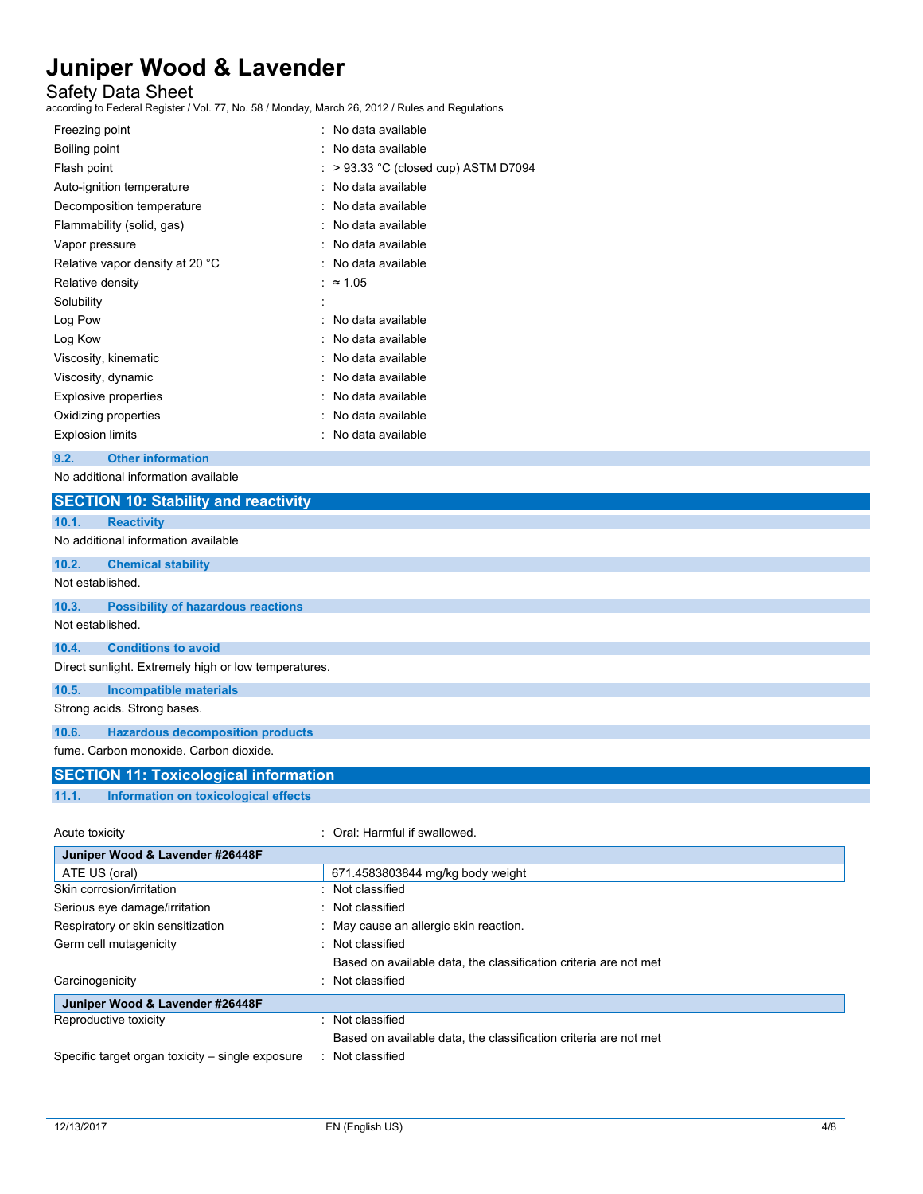| | |
|---|---|
| Freezing point | : No data available |
| Boiling point | : No data available |
| Flash point | : > 93.33 °C (closed cup) ASTM D7094 |
| Auto-ignition temperature | : No data available |
| Decomposition temperature | : No data available |
| Flammability (solid, gas) | : No data available |
| Vapor pressure | : No data available |
| Relative vapor density at 20 °C | : No data available |
| Relative density | : ≈ 1.05 |
| Solubility | : |
| Log Pow | : No data available |
| Log Kow | : No data available |
| Viscosity, kinematic | : No data available |
| Viscosity, dynamic | : No data available |
| Explosive properties | : No data available |
| Oxidizing properties | : No data available |
| Explosion limits | : No data available |

### 9.2. Other information

No additional information available

## SECTION 10: Stability and reactivity

### 10.1. Reactivity

No additional information available

### 10.2. Chemical stability

Not established.

### 10.3. Possibility of hazardous reactions

Not established.

### 10.4. Conditions to avoid

Direct sunlight. Extremely high or low temperatures.

### 10.5. Incompatible materials

Strong acids. Strong bases.

### 10.6. Hazardous decomposition products

fume. Carbon monoxide. Carbon dioxide.

## SECTION 11: Toxicological information

### 11.1. Information on toxicological effects

Acute toxicity : Oral: Harmful if swallowed.

| Juniper Wood & Lavender #26448F | |
|---|---|
| ATE US (oral) | 671.4583803844 mg/kg body weight |

| | |
|---|---|
| Skin corrosion/irritation | : Not classified |
| Serious eye damage/irritation | : Not classified |
| Respiratory or skin sensitization | : May cause an allergic skin reaction. |
| Germ cell mutagenicity | : Not classified<br>Based on available data, the classification criteria are not met |
| Carcinogenicity | : Not classified |

| Juniper Wood & Lavender #26448F | |
|---|---|

| | |
|---|---|
| Reproductive toxicity | : Not classified<br>Based on available data, the classification criteria are not met |
| Specific target organ toxicity – single exposure | : Not classified |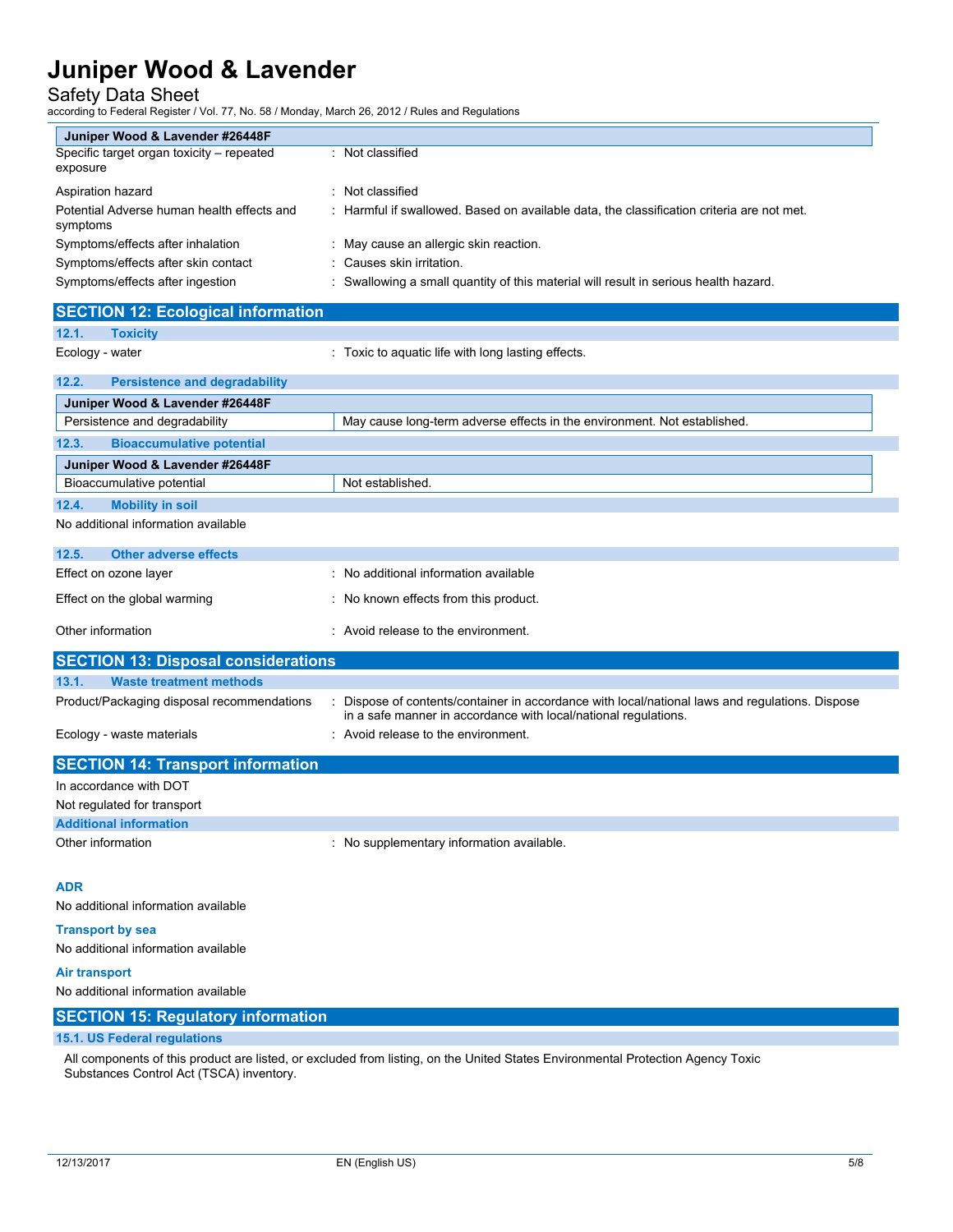| Juniper Wood & Lavender #26448F | |
|---|---|
| Specific target organ toxicity – repeated exposure | : Not classified |
| Aspiration hazard | : Not classified |
| Potential Adverse human health effects and symptoms | : Harmful if swallowed. Based on available data, the classification criteria are not met. |
| Symptoms/effects after inhalation | : May cause an allergic skin reaction. |
| Symptoms/effects after skin contact | : Causes skin irritation. |
| Symptoms/effects after ingestion | : Swallowing a small quantity of this material will result in serious health hazard. |

## SECTION 12: Ecological information

### 12.1. Toxicity

Ecology - water : Toxic to aquatic life with long lasting effects.

### 12.2. Persistence and degradability

| Juniper Wood & Lavender #26448F | |
|---|---|
| Persistence and degradability | May cause long-term adverse effects in the environment. Not established. |

### 12.3. Bioaccumulative potential

| Juniper Wood & Lavender #26448F | |
|---|---|
| Bioaccumulative potential | Not established. |

### 12.4. Mobility in soil

No additional information available

### 12.5. Other adverse effects

| | |
|---|---|
| Effect on ozone layer | : No additional information available |
| Effect on the global warming | : No known effects from this product. |
| Other information | : Avoid release to the environment. |

## SECTION 13: Disposal considerations

### 13.1. Waste treatment methods

| | |
|---|---|
| Product/Packaging disposal recommendations | : Dispose of contents/container in accordance with local/national laws and regulations. Dispose in a safe manner in accordance with local/national regulations. |
| Ecology - waste materials | : Avoid release to the environment. |

## SECTION 14: Transport information

In accordance with DOT

Not regulated for transport

### Additional information

Other information : No supplementary information available.

**ADR**

No additional information available

**Transport by sea**

No additional information available

**Air transport**

No additional information available

## SECTION 15: Regulatory information

### 15.1. US Federal regulations

All components of this product are listed, or excluded from listing, on the United States Environmental Protection Agency Toxic Substances Control Act (TSCA) inventory.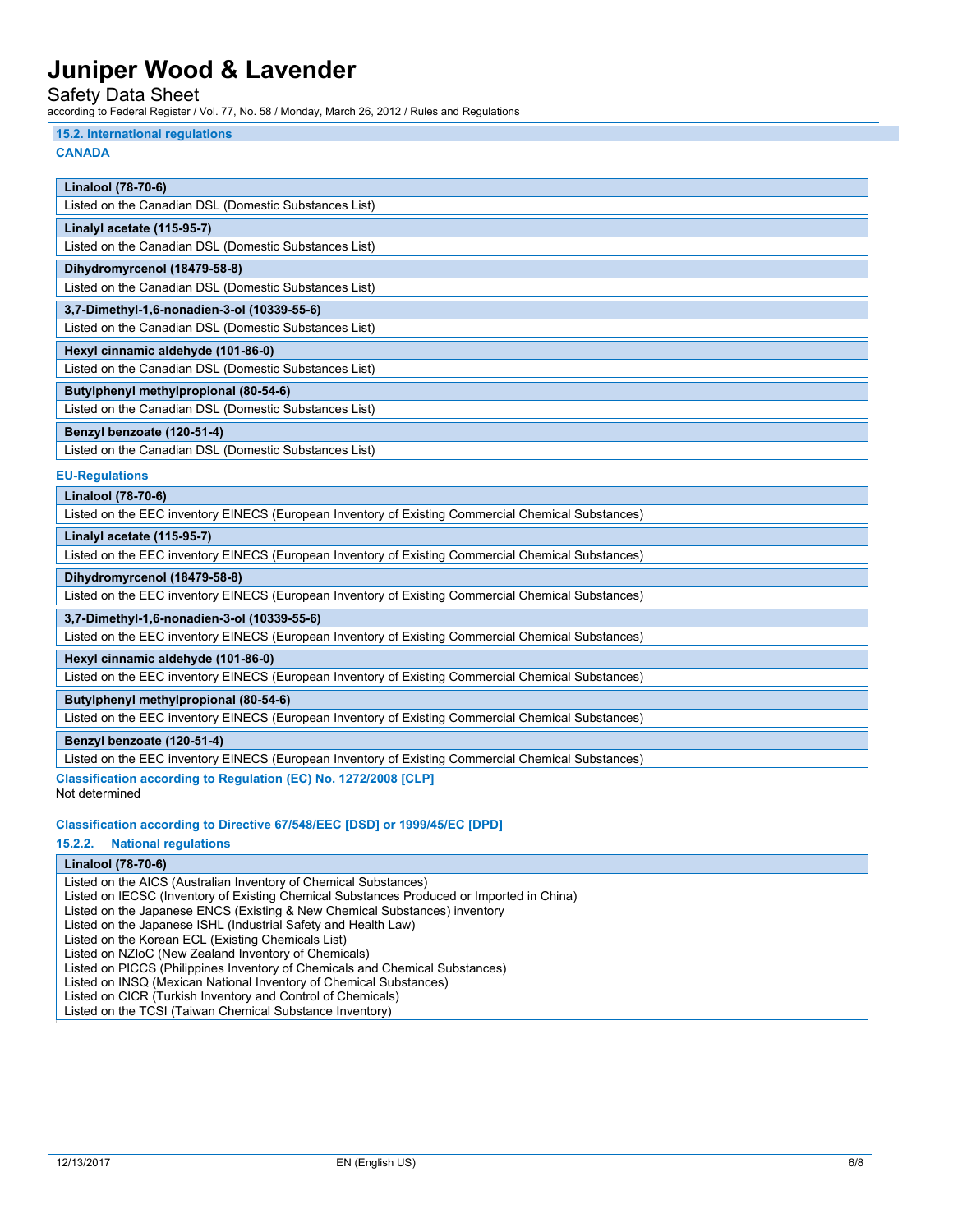### 15.2. International regulations

**CANADA**

| **Linalool (78-70-6)** |
|---|
| Listed on the Canadian DSL (Domestic Substances List) |

| **Linalyl acetate (115-95-7)** |
|---|
| Listed on the Canadian DSL (Domestic Substances List) |

| **Dihydromyrcenol (18479-58-8)** |
|---|
| Listed on the Canadian DSL (Domestic Substances List) |

| **3,7-Dimethyl-1,6-nonadien-3-ol (10339-55-6)** |
|---|
| Listed on the Canadian DSL (Domestic Substances List) |

| **Hexyl cinnamic aldehyde (101-86-0)** |
|---|
| Listed on the Canadian DSL (Domestic Substances List) |

| **Butylphenyl methylpropional (80-54-6)** |
|---|
| Listed on the Canadian DSL (Domestic Substances List) |

| **Benzyl benzoate (120-51-4)** |
|---|
| Listed on the Canadian DSL (Domestic Substances List) |

**EU-Regulations**

| **Linalool (78-70-6)** |
|---|
| Listed on the EEC inventory EINECS (European Inventory of Existing Commercial Chemical Substances) |

| **Linalyl acetate (115-95-7)** |
|---|
| Listed on the EEC inventory EINECS (European Inventory of Existing Commercial Chemical Substances) |

| **Dihydromyrcenol (18479-58-8)** |
|---|
| Listed on the EEC inventory EINECS (European Inventory of Existing Commercial Chemical Substances) |

| **3,7-Dimethyl-1,6-nonadien-3-ol (10339-55-6)** |
|---|
| Listed on the EEC inventory EINECS (European Inventory of Existing Commercial Chemical Substances) |

| **Hexyl cinnamic aldehyde (101-86-0)** |
|---|
| Listed on the EEC inventory EINECS (European Inventory of Existing Commercial Chemical Substances) |

| **Butylphenyl methylpropional (80-54-6)** |
|---|
| Listed on the EEC inventory EINECS (European Inventory of Existing Commercial Chemical Substances) |

| **Benzyl benzoate (120-51-4)** |
|---|
| Listed on the EEC inventory EINECS (European Inventory of Existing Commercial Chemical Substances) |

**Classification according to Regulation (EC) No. 1272/2008 [CLP]**

Not determined

**Classification according to Directive 67/548/EEC [DSD] or 1999/45/EC [DPD]**

#### 15.2.2. National regulations

| **Linalool (78-70-6)** |
|---|
| Listed on the AICS (Australian Inventory of Chemical Substances)<br>Listed on IECSC (Inventory of Existing Chemical Substances Produced or Imported in China)<br>Listed on the Japanese ENCS (Existing & New Chemical Substances) inventory<br>Listed on the Japanese ISHL (Industrial Safety and Health Law)<br>Listed on the Korean ECL (Existing Chemicals List)<br>Listed on NZIoC (New Zealand Inventory of Chemicals)<br>Listed on PICCS (Philippines Inventory of Chemicals and Chemical Substances)<br>Listed on INSQ (Mexican National Inventory of Chemical Substances)<br>Listed on CICR (Turkish Inventory and Control of Chemicals)<br>Listed on the TCSI (Taiwan Chemical Substance Inventory) |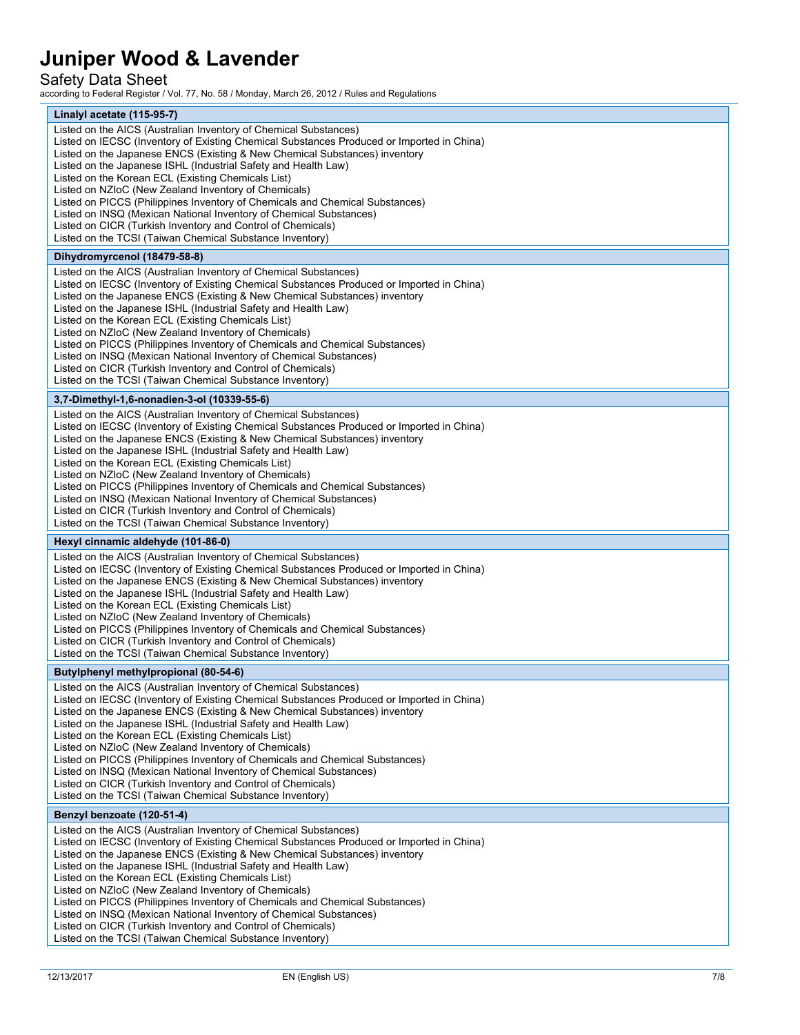**Linalyl acetate (115-95-7)**

Listed on the AICS (Australian Inventory of Chemical Substances)
Listed on IECSC (Inventory of Existing Chemical Substances Produced or Imported in China)
Listed on the Japanese ENCS (Existing & New Chemical Substances) inventory
Listed on the Japanese ISHL (Industrial Safety and Health Law)
Listed on the Korean ECL (Existing Chemicals List)
Listed on NZIoC (New Zealand Inventory of Chemicals)
Listed on PICCS (Philippines Inventory of Chemicals and Chemical Substances)
Listed on INSQ (Mexican National Inventory of Chemical Substances)
Listed on CICR (Turkish Inventory and Control of Chemicals)
Listed on the TCSI (Taiwan Chemical Substance Inventory)

**Dihydromyrcenol (18479-58-8)**

Listed on the AICS (Australian Inventory of Chemical Substances)
Listed on IECSC (Inventory of Existing Chemical Substances Produced or Imported in China)
Listed on the Japanese ENCS (Existing & New Chemical Substances) inventory
Listed on the Japanese ISHL (Industrial Safety and Health Law)
Listed on the Korean ECL (Existing Chemicals List)
Listed on NZIoC (New Zealand Inventory of Chemicals)
Listed on PICCS (Philippines Inventory of Chemicals and Chemical Substances)
Listed on INSQ (Mexican National Inventory of Chemical Substances)
Listed on CICR (Turkish Inventory and Control of Chemicals)
Listed on the TCSI (Taiwan Chemical Substance Inventory)

**3,7-Dimethyl-1,6-nonadien-3-ol (10339-55-6)**

Listed on the AICS (Australian Inventory of Chemical Substances)
Listed on IECSC (Inventory of Existing Chemical Substances Produced or Imported in China)
Listed on the Japanese ENCS (Existing & New Chemical Substances) inventory
Listed on the Japanese ISHL (Industrial Safety and Health Law)
Listed on the Korean ECL (Existing Chemicals List)
Listed on NZIoC (New Zealand Inventory of Chemicals)
Listed on PICCS (Philippines Inventory of Chemicals and Chemical Substances)
Listed on INSQ (Mexican National Inventory of Chemical Substances)
Listed on CICR (Turkish Inventory and Control of Chemicals)
Listed on the TCSI (Taiwan Chemical Substance Inventory)

**Hexyl cinnamic aldehyde (101-86-0)**

Listed on the AICS (Australian Inventory of Chemical Substances)
Listed on IECSC (Inventory of Existing Chemical Substances Produced or Imported in China)
Listed on the Japanese ENCS (Existing & New Chemical Substances) inventory
Listed on the Japanese ISHL (Industrial Safety and Health Law)
Listed on the Korean ECL (Existing Chemicals List)
Listed on NZIoC (New Zealand Inventory of Chemicals)
Listed on PICCS (Philippines Inventory of Chemicals and Chemical Substances)
Listed on CICR (Turkish Inventory and Control of Chemicals)
Listed on the TCSI (Taiwan Chemical Substance Inventory)

**Butylphenyl methylpropional (80-54-6)**

Listed on the AICS (Australian Inventory of Chemical Substances)
Listed on IECSC (Inventory of Existing Chemical Substances Produced or Imported in China)
Listed on the Japanese ENCS (Existing & New Chemical Substances) inventory
Listed on the Japanese ISHL (Industrial Safety and Health Law)
Listed on the Korean ECL (Existing Chemicals List)
Listed on NZIoC (New Zealand Inventory of Chemicals)
Listed on PICCS (Philippines Inventory of Chemicals and Chemical Substances)
Listed on INSQ (Mexican National Inventory of Chemical Substances)
Listed on CICR (Turkish Inventory and Control of Chemicals)
Listed on the TCSI (Taiwan Chemical Substance Inventory)

**Benzyl benzoate (120-51-4)**

Listed on the AICS (Australian Inventory of Chemical Substances)
Listed on IECSC (Inventory of Existing Chemical Substances Produced or Imported in China)
Listed on the Japanese ENCS (Existing & New Chemical Substances) inventory
Listed on the Japanese ISHL (Industrial Safety and Health Law)
Listed on the Korean ECL (Existing Chemicals List)
Listed on NZIoC (New Zealand Inventory of Chemicals)
Listed on PICCS (Philippines Inventory of Chemicals and Chemical Substances)
Listed on INSQ (Mexican National Inventory of Chemical Substances)
Listed on CICR (Turkish Inventory and Control of Chemicals)
Listed on the TCSI (Taiwan Chemical Substance Inventory)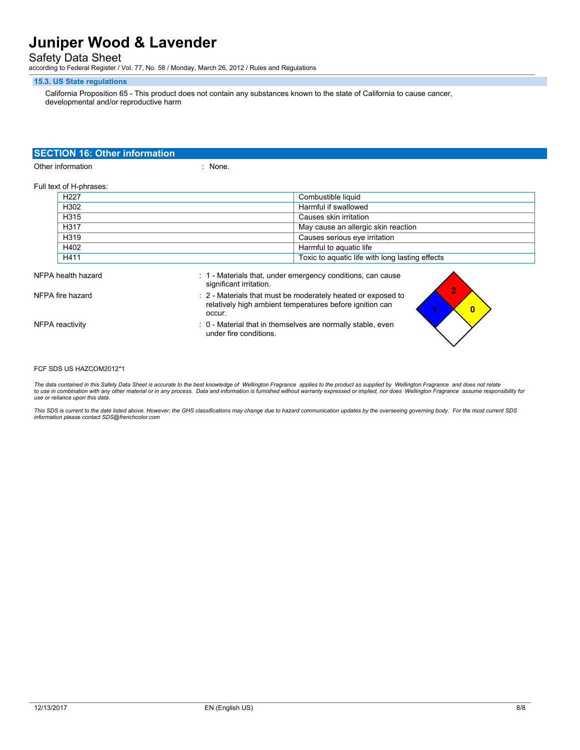### 15.3. US State regulations

California Proposition 65 - This product does not contain any substances known to the state of California to cause cancer, developmental and/or reproductive harm

## SECTION 16: Other information

Other information : None.

Full text of H-phrases:

| | |
|---|---|
| H227 | Combustible liquid |
| H302 | Harmful if swallowed |
| H315 | Causes skin irritation |
| H317 | May cause an allergic skin reaction |
| H319 | Causes serious eye irritation |
| H402 | Harmful to aquatic life |
| H411 | Toxic to aquatic life with long lasting effects |

NFPA health hazard : 1 - Materials that, under emergency conditions, can cause significant irritation.

NFPA fire hazard : 2 - Materials that must be moderately heated or exposed to relatively high ambient temperatures before ignition can occur.

NFPA reactivity : 0 - Material that in themselves are normally stable, even under fire conditions.

2

1

0

FCF SDS US HAZCOM2012*1

*The data contained in this Safety Data Sheet is accurate to the best knowledge of Wellington Fragrance applies to the product as supplied by Wellington Fragrance and does not relate to use in combination with any other material or in any process. Data and information is furnished without warranty expressed or implied, nor does Wellington Fragrance assume responsibility for use or reliance upon this data.*

*This SDS is current to the date listed above. However, the GHS classifications may change due to hazard communication updates by the overseeing governing body. For the most current SDS information please contact SDS@frenchcolor.com*